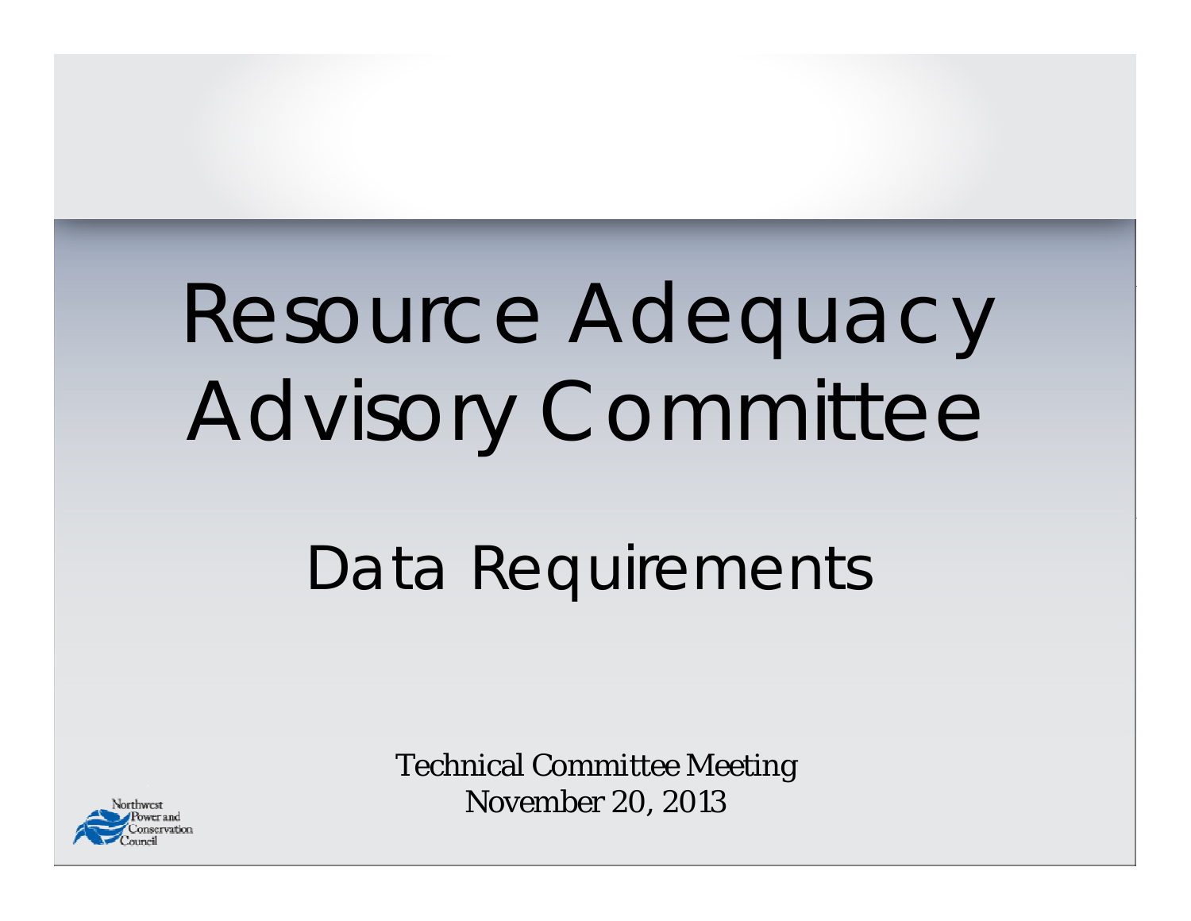# Resource Adequacy Advisory Committee

## Data Requirements

Technical Committee Meeting
November 20, 2013

Northwest Power and Conservation Council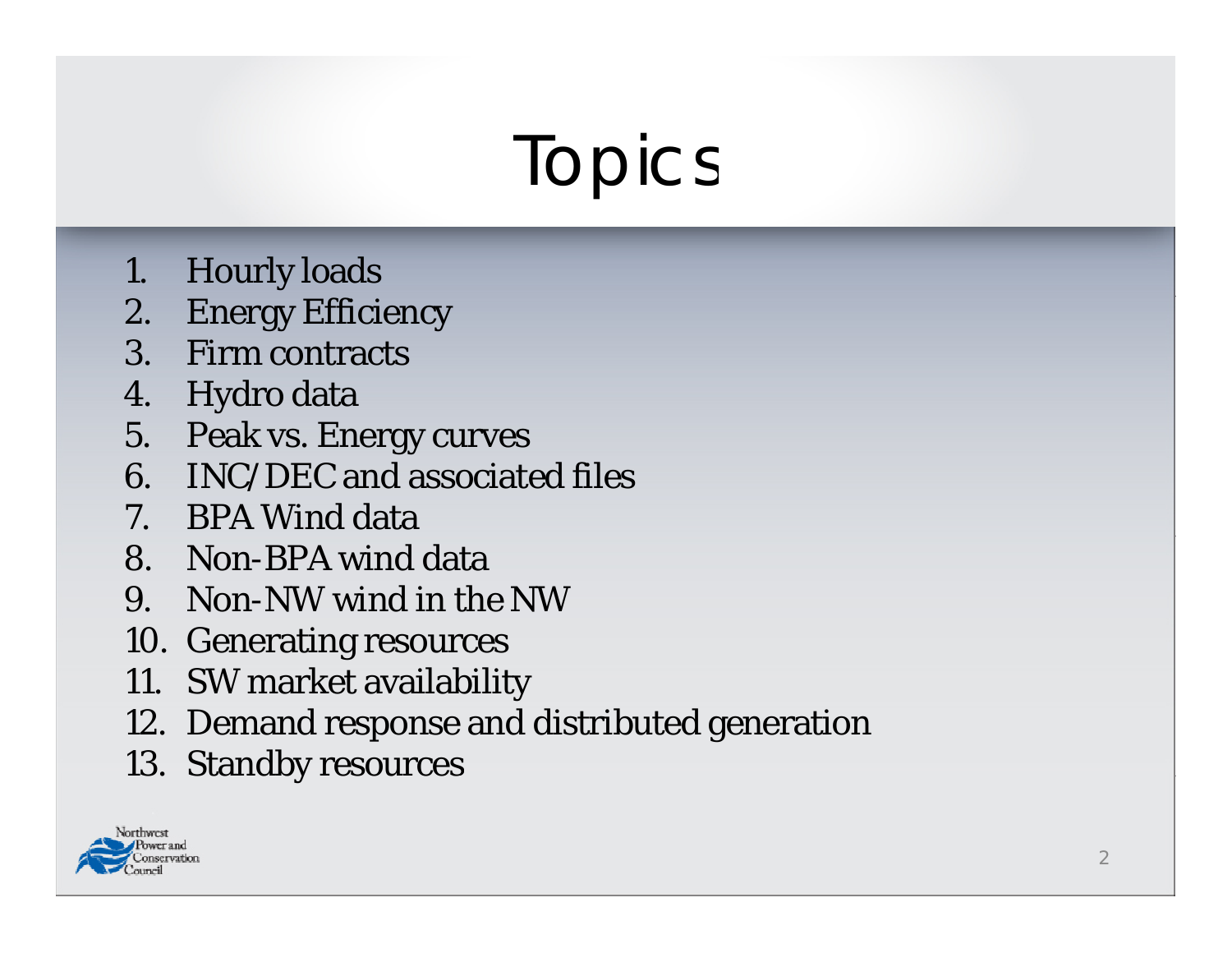# Topics

1. Hourly loads
2. Energy Efficiency
3. Firm contracts
4. Hydro data
5. Peak vs. Energy curves
6. INC/DEC and associated files
7. BPA Wind data
8. Non-BPA wind data
9. Non-NW wind in the NW
10. Generating resources
11. SW market availability
12. Demand response and distributed generation
13. Standby resources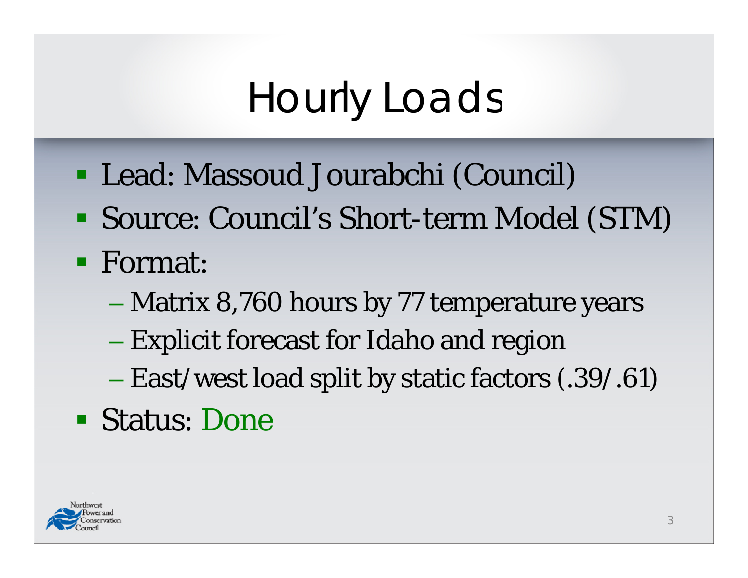# Hourly Loads

- Lead: Massoud Jourabchi (Council)
- Source: Council's Short-term Model (STM)
- Format:
  - Matrix 8,760 hours by 77 temperature years
  - Explicit forecast for Idaho and region
  - East/west load split by static factors (.39/.61)
- Status: Done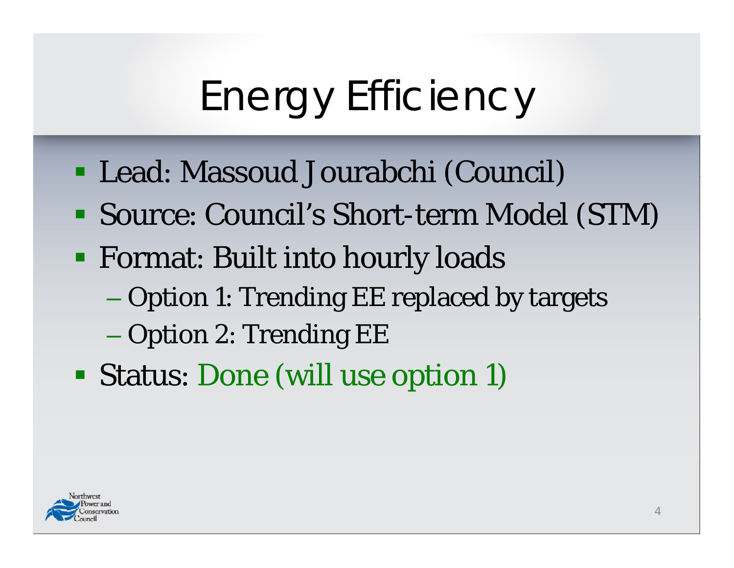# Energy Efficiency

- Lead: Massoud Jourabchi (Council)
- Source: Council's Short-term Model (STM)
- Format: Built into hourly loads
  - Option 1: Trending EE replaced by targets
  - Option 2: Trending EE
- Status: Done (will use option 1)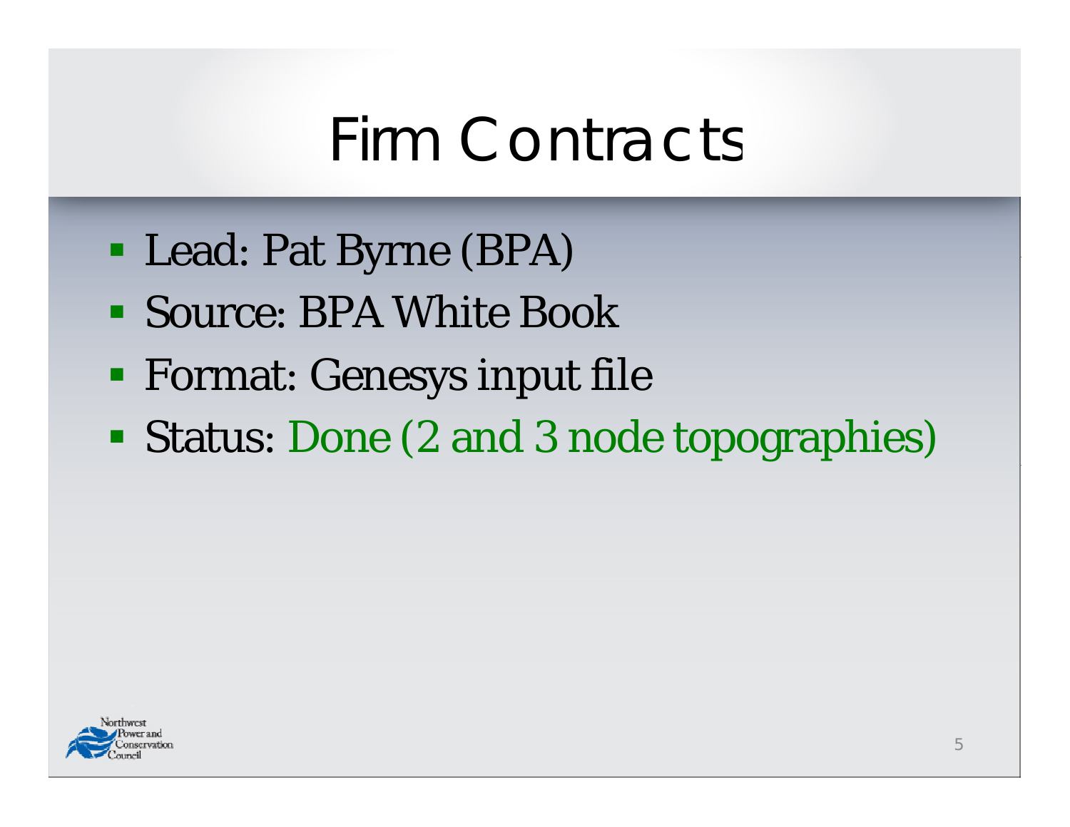# Firm Contracts

- Lead: Pat Byrne (BPA)
- Source: BPA White Book
- Format: Genesys input file
- Status: Done (2 and 3 node topographies)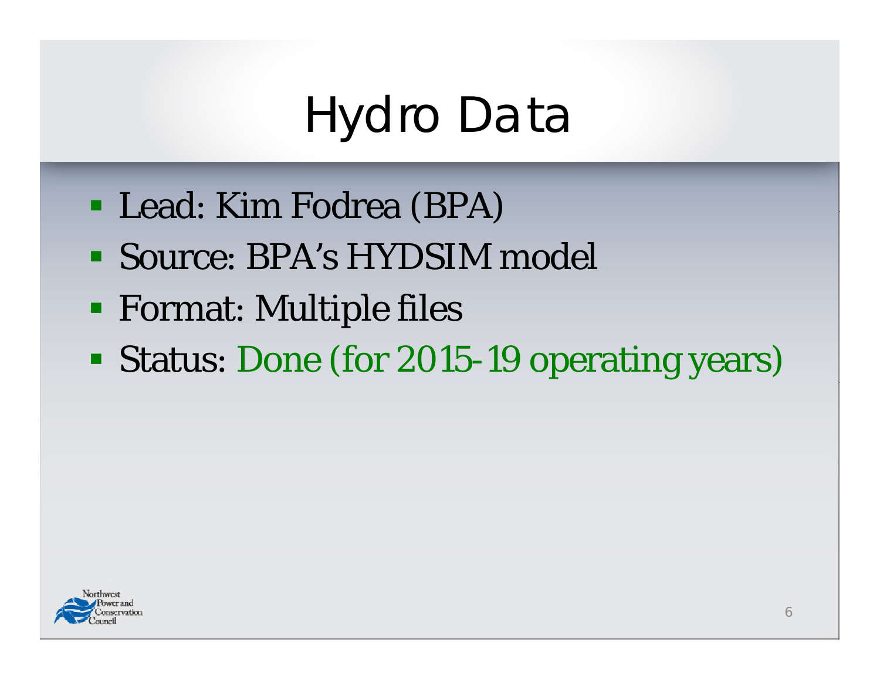# Hydro Data

- Lead: Kim Fodrea (BPA)
- Source: BPA's HYDSIM model
- Format: Multiple files
- Status: Done (for 2015-19 operating years)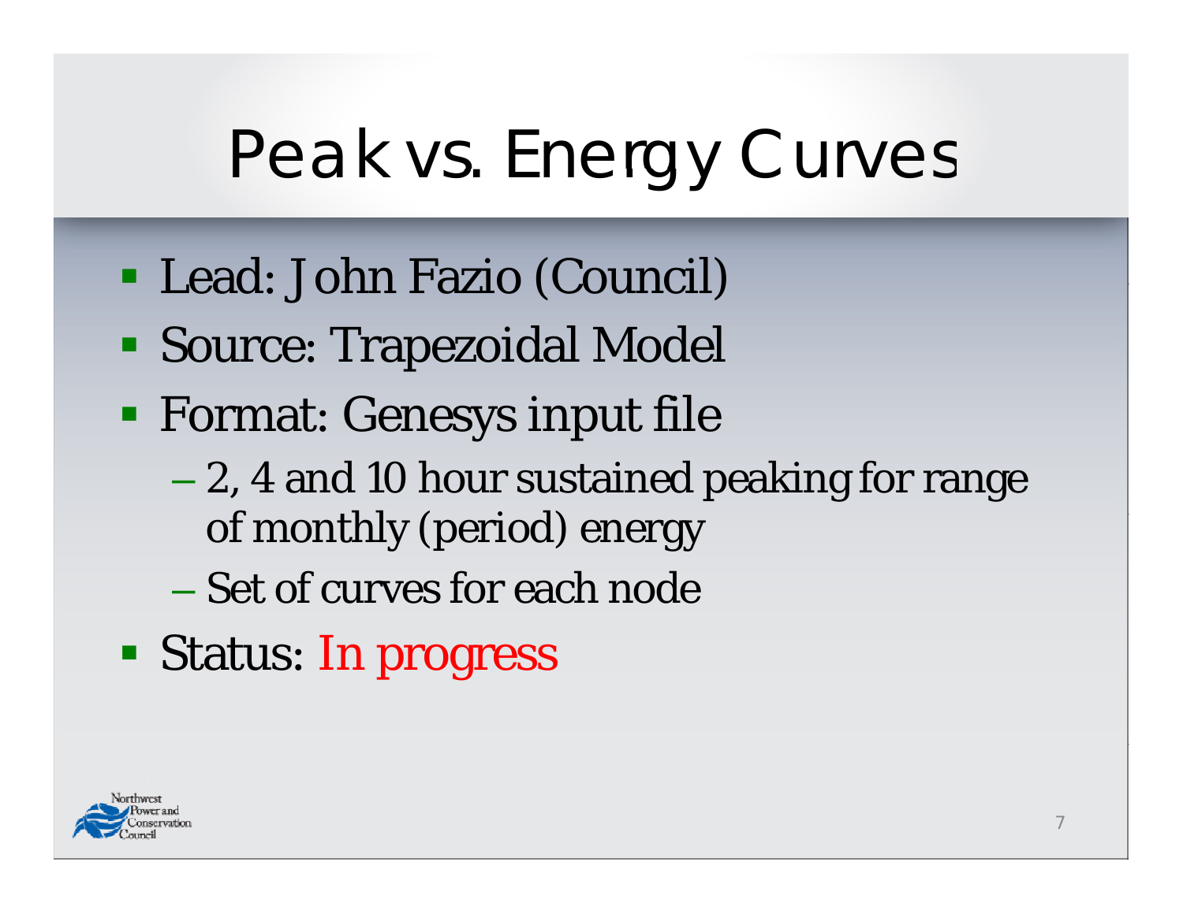# Peak vs. Energy Curves

- Lead: John Fazio (Council)
- Source: Trapezoidal Model
- Format: Genesys input file
  - 2, 4 and 10 hour sustained peaking for range of monthly (period) energy
  - Set of curves for each node
- Status: In progress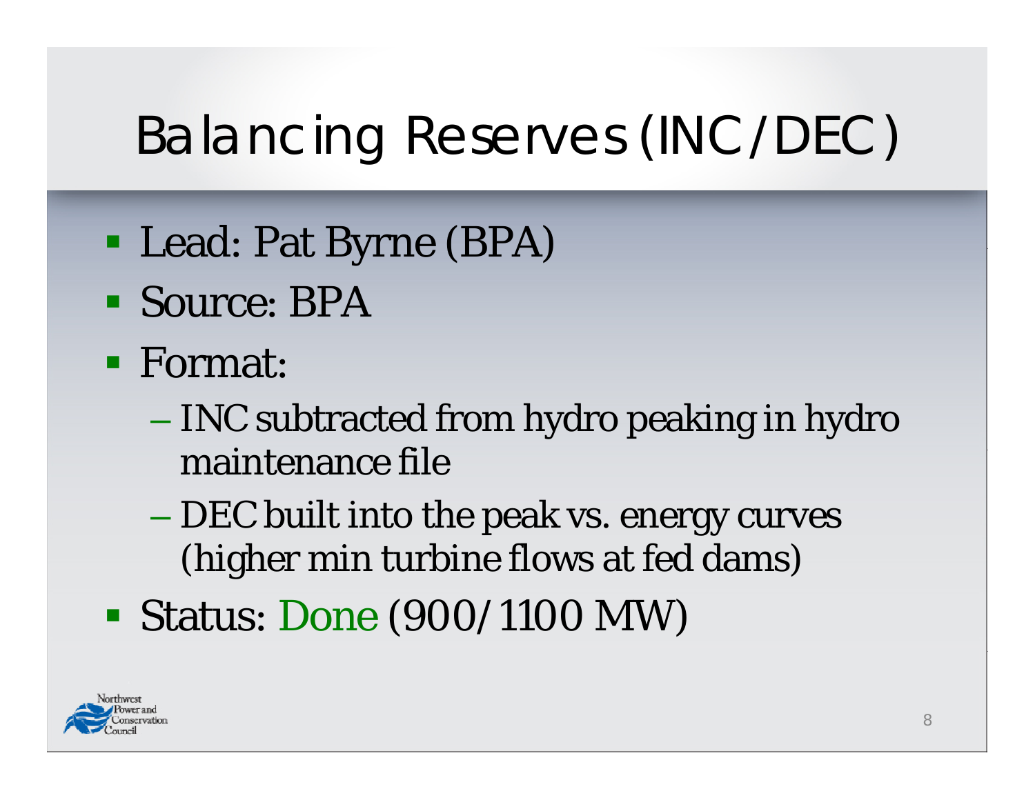# Balancing Reserves (INC/DEC)

- Lead: Pat Byrne (BPA)
- Source: BPA
- Format:
  - INC subtracted from hydro peaking in hydro maintenance file
  - DEC built into the peak vs. energy curves (higher min turbine flows at fed dams)
- Status: Done (900/1100 MW)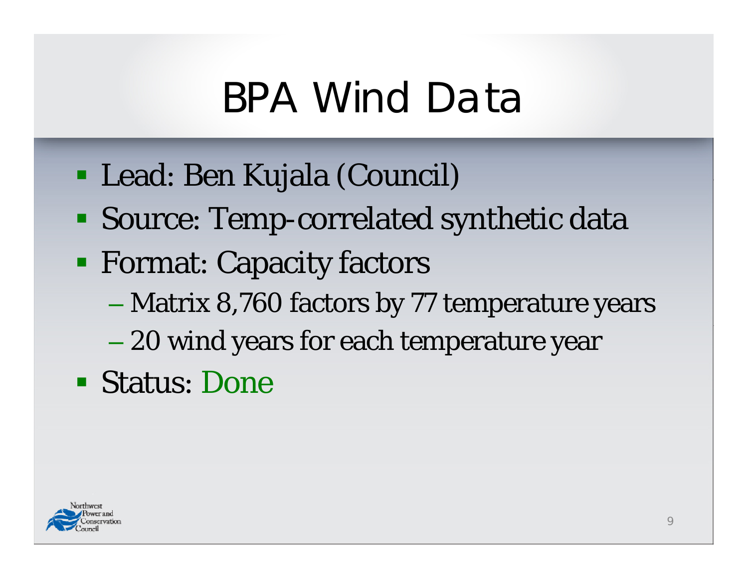# BPA Wind Data

- Lead: Ben Kujala (Council)
- Source: Temp-correlated synthetic data
- Format: Capacity factors
  - Matrix 8,760 factors by 77 temperature years
  - 20 wind years for each temperature year
- Status: Done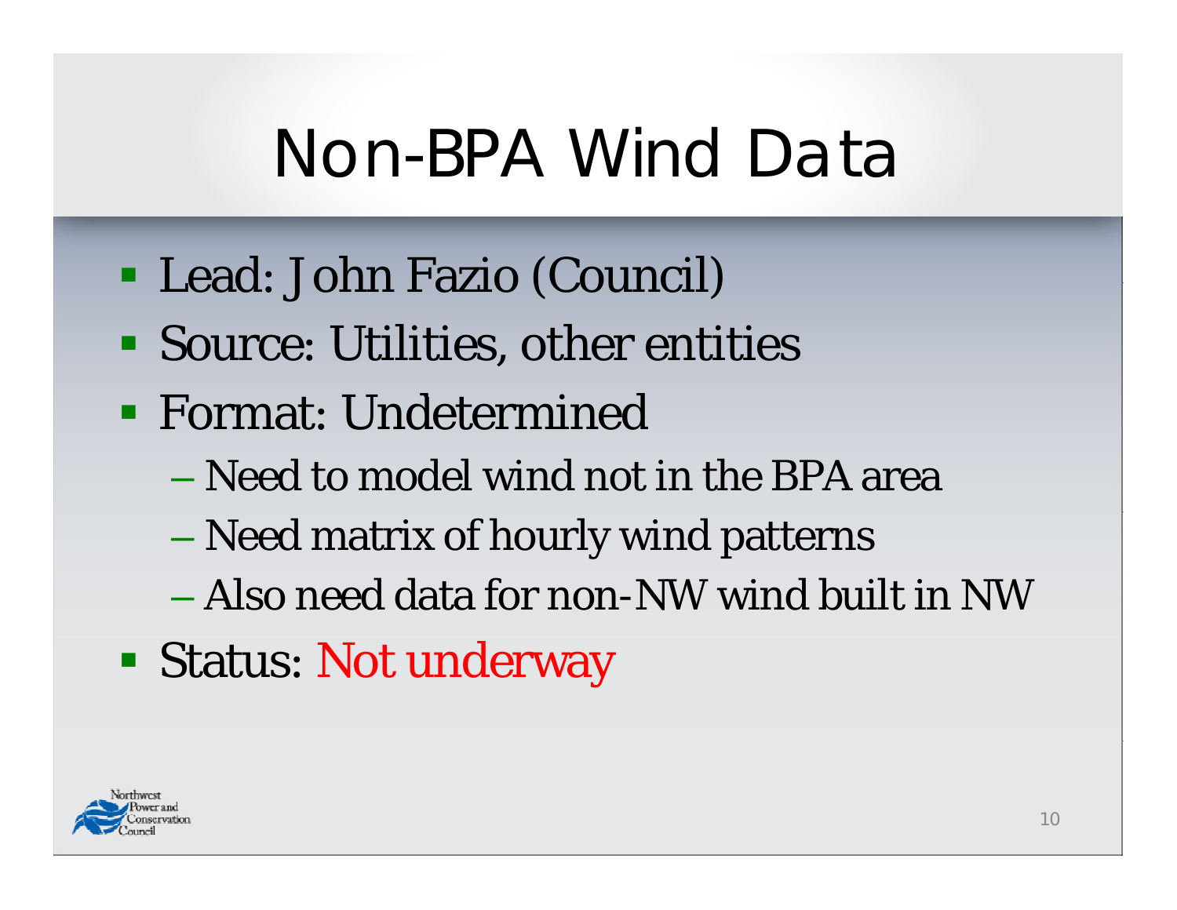# Non-BPA Wind Data

- Lead: John Fazio (Council)
- Source: Utilities, other entities
- Format: Undetermined
  - Need to model wind not in the BPA area
  - Need matrix of hourly wind patterns
  - Also need data for non-NW wind built in NW
- Status: Not underway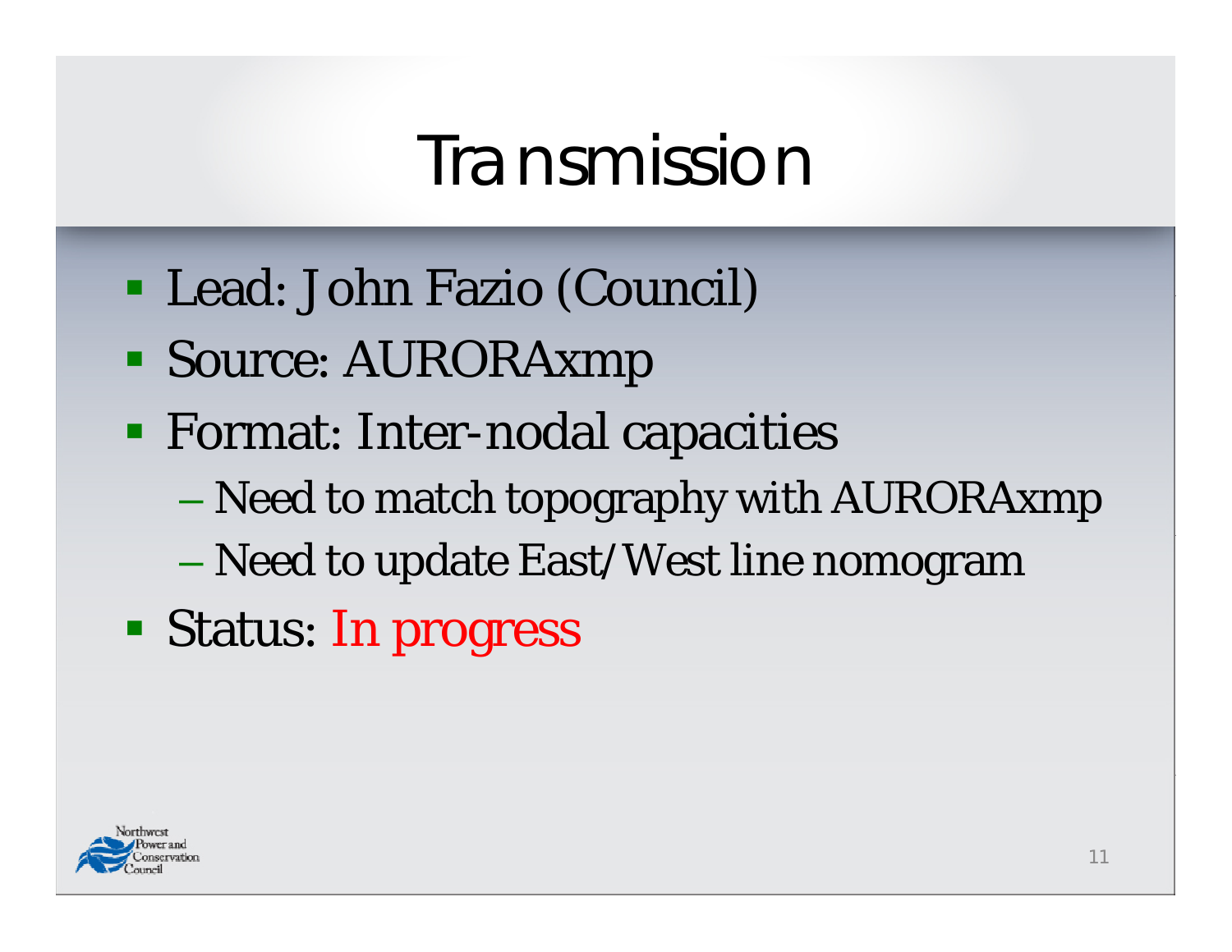# Transmission

- Lead: John Fazio (Council)
- Source: AURORAxmp
- Format: Inter-nodal capacities
  - Need to match topography with AURORAxmp
  - Need to update East/West line nomogram
- Status: In progress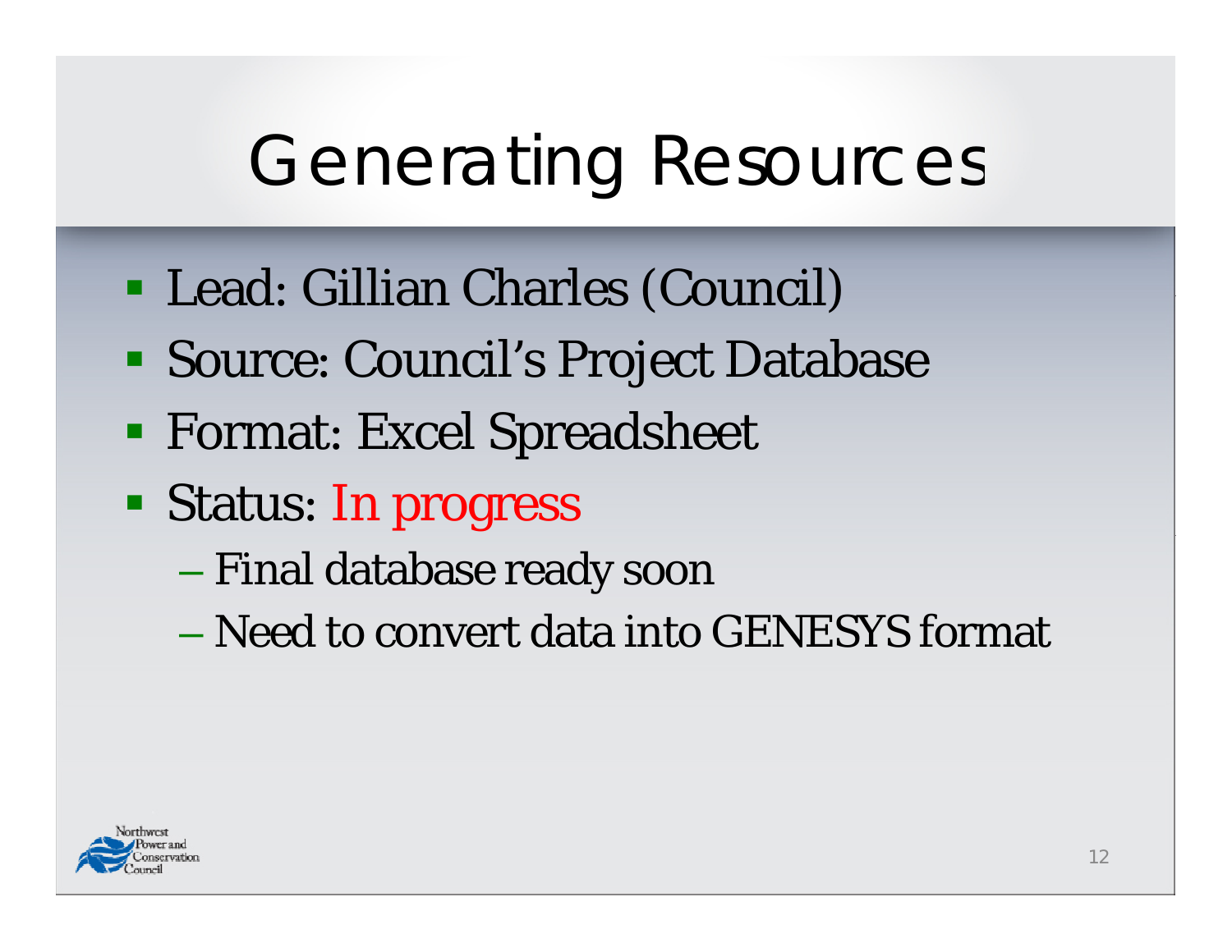# Generating Resources

- Lead: Gillian Charles (Council)
- Source: Council's Project Database
- Format: Excel Spreadsheet
- Status: In progress
  - Final database ready soon
  - Need to convert data into GENESYS format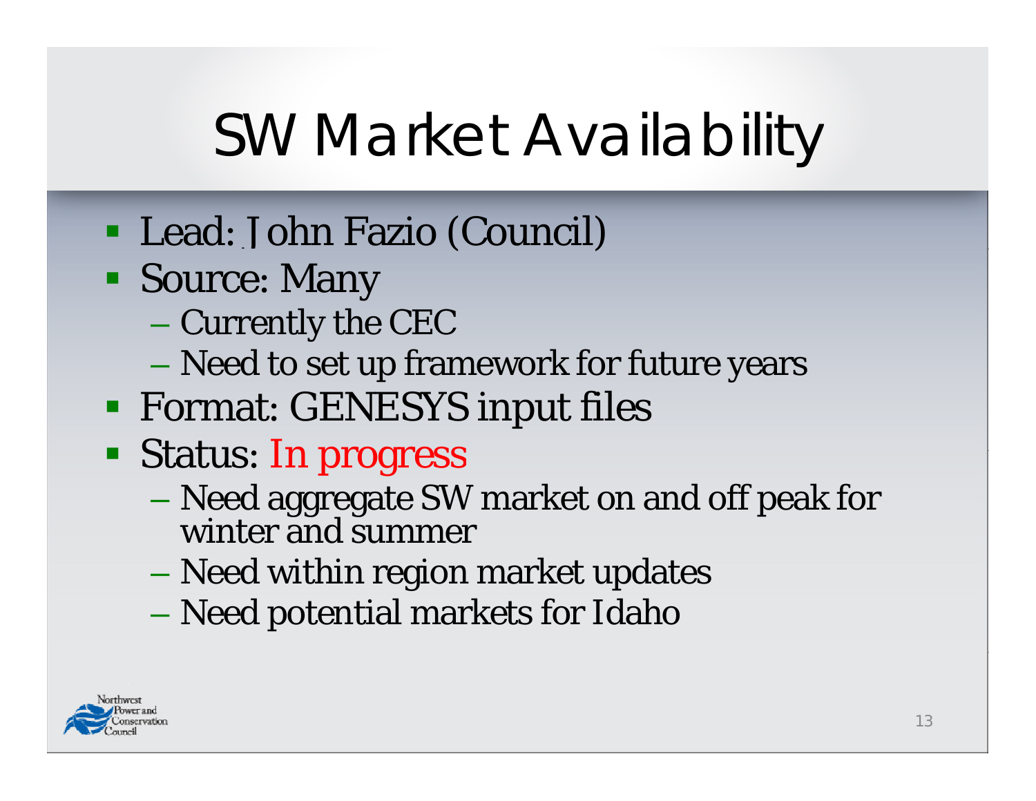# SW Market Availability

- Lead: John Fazio (Council)
- Source: Many
  - Currently the CEC
  - Need to set up framework for future years
- Format: GENESYS input files
- Status: In progress
  - Need aggregate SW market on and off peak for winter and summer
  - Need within region market updates
  - Need potential markets for Idaho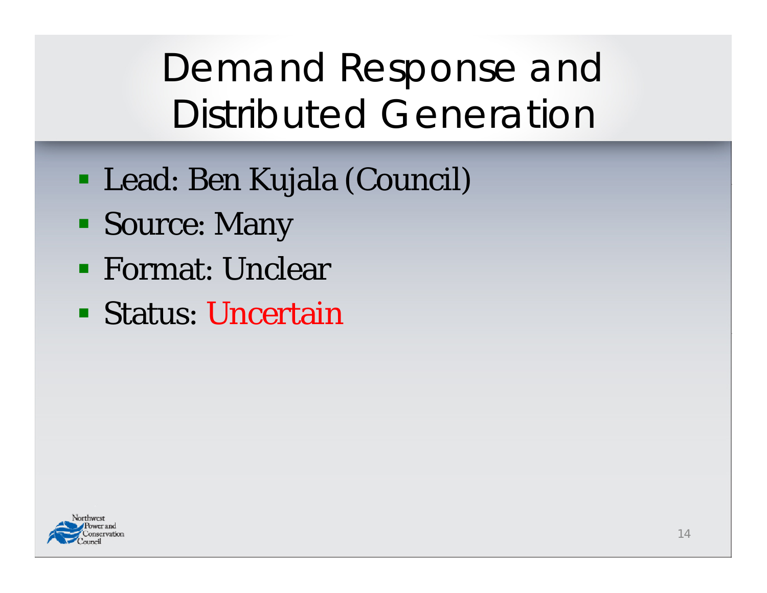# Demand Response and Distributed Generation

- Lead: Ben Kujala (Council)
- Source: Many
- Format: Unclear
- Status: Uncertain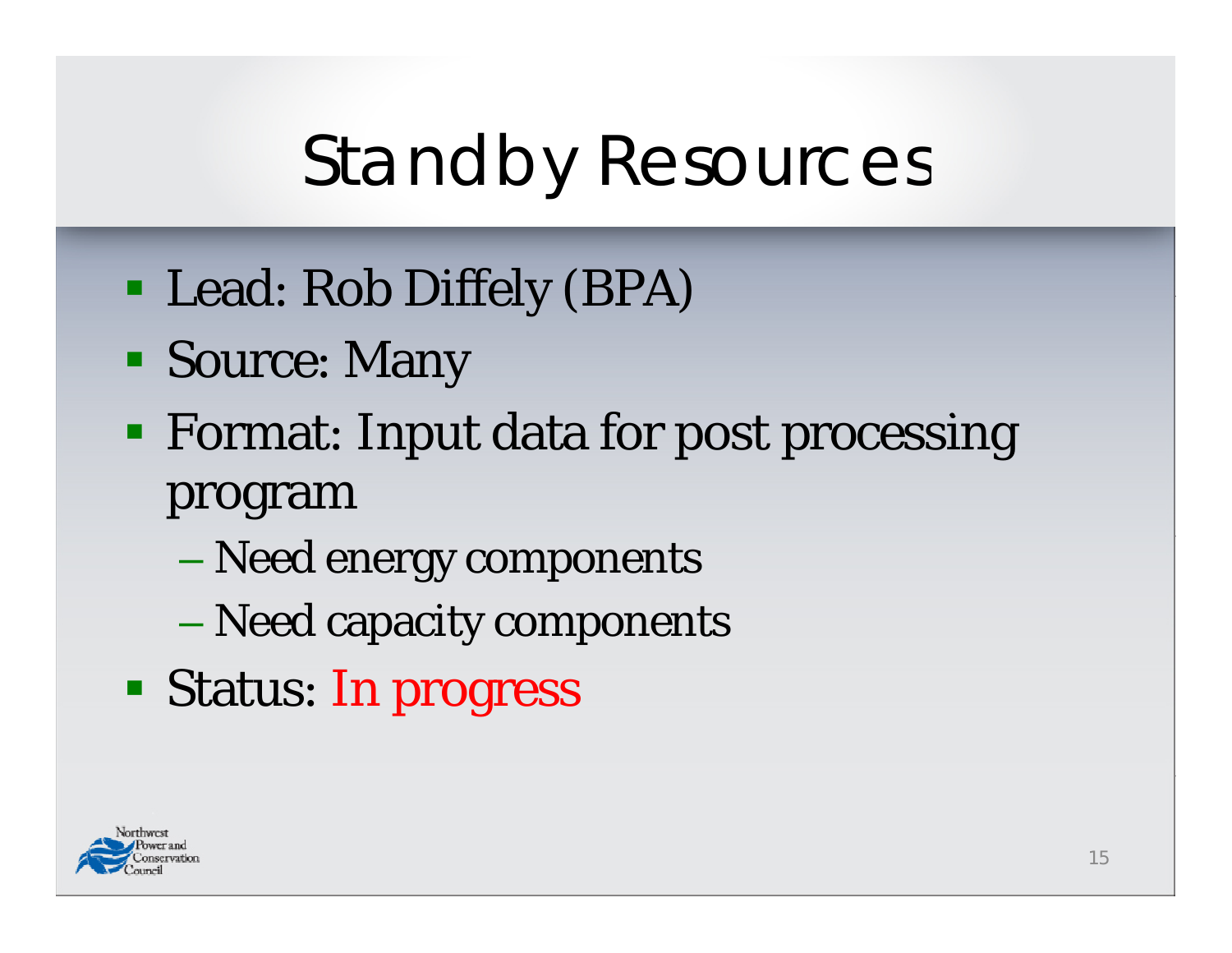# Standby Resources

- Lead: Rob Diffely (BPA)
- Source: Many
- Format: Input data for post processing program
  - Need energy components
  - Need capacity components
- Status: In progress

Northwest Power and Conservation Council